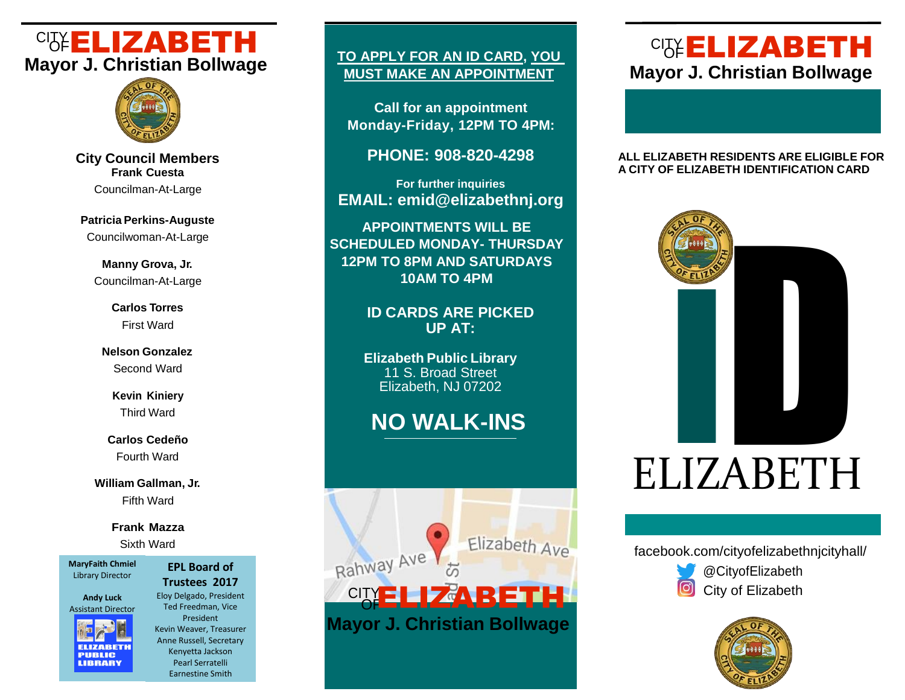# CITY OF ELIZABETH

## Mayor J. Christian Bollwage

### City Council Members

**Frank Cuesta**
Councilman-At-Large

**Patricia Perkins-Auguste**
Councilwoman-At-Large

**Manny Grova, Jr.**
Councilman-At-Large

**Carlos Torres**
First Ward

**Nelson Gonzalez**
Second Ward

**Kevin Kiniery**
Third Ward

**Carlos Cedeño**
Fourth Ward

**William Gallman, Jr.**
Fifth Ward

**Frank Mazza**
Sixth Ward

**MaryFaith Chmiel**
Library Director

**Andy Luck**
Assistant Director

ELIZABETH PUBLIC LIBRARY

**EPL Board of Trustees 2017**

Eloy Delgado, President
Ted Freedman, Vice President
Kevin Weaver, Treasurer
Anne Russell, Secretary
Kenyetta Jackson
Pearl Serratelli
Earnestine Smith

---

**TO APPLY FOR AN ID CARD, YOU MUST MAKE AN APPOINTMENT**

**Call for an appointment Monday-Friday, 12PM TO 4PM:**

**PHONE: 908-820-4298**

**For further inquiries**
**EMAIL: emid@elizabethnj.org**

**APPOINTMENTS WILL BE SCHEDULED MONDAY- THURSDAY 12PM TO 8PM AND SATURDAYS 10AM TO 4PM**

**ID CARDS ARE PICKED UP AT:**

**Elizabeth Public Library**
11 S. Broad Street
Elizabeth, NJ 07202

## NO WALK-INS

Rahway Ave · Elizabeth Ave · S Broad St

CITY OF ELIZABETH
**Mayor J. Christian Bollwage**

---

# CITY OF ELIZABETH

## Mayor J. Christian Bollwage

**ALL ELIZABETH RESIDENTS ARE ELIGIBLE FOR A CITY OF ELIZABETH IDENTIFICATION CARD**

# iD ELIZABETH

facebook.com/cityofelizabethnjcityhall/
@CityofElizabeth
City of Elizabeth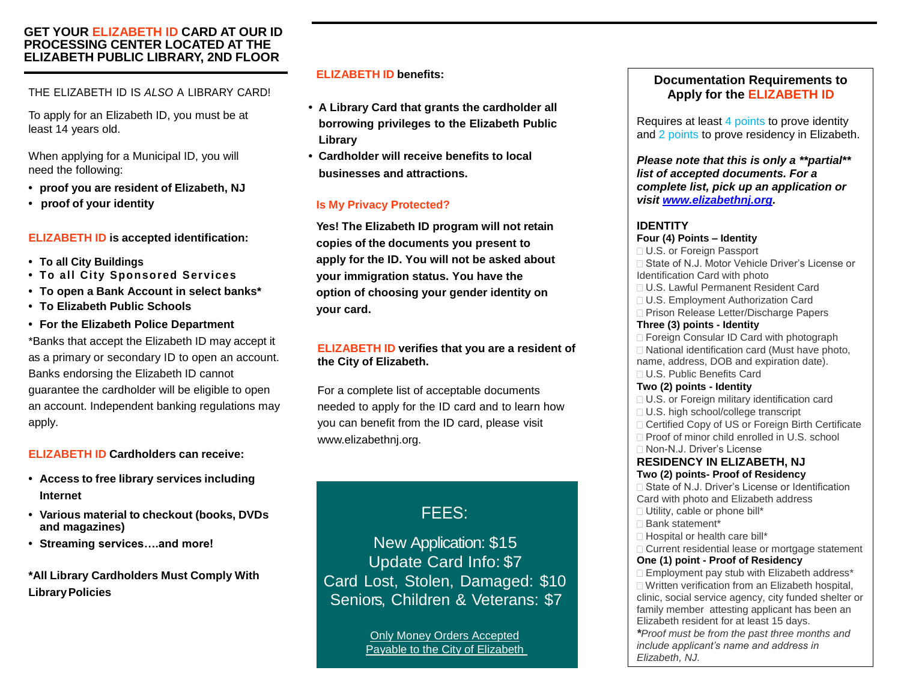## GET YOUR ELIZABETH ID CARD AT OUR ID PROCESSING CENTER LOCATED AT THE ELIZABETH PUBLIC LIBRARY, 2ND FLOOR

THE ELIZABETH ID IS *ALSO* A LIBRARY CARD!

To apply for an Elizabeth ID, you must be at least 14 years old.

When applying for a Municipal ID, you will need the following:

- **proof you are resident of Elizabeth, NJ**
- **proof of your identity**

### ELIZABETH ID is accepted identification:

- **To all City Buildings**
- **To all City Sponsored Services**
- **To open a Bank Account in select banks***
- **To Elizabeth Public Schools**
- **For the Elizabeth Police Department**

*Banks that accept the Elizabeth ID may accept it as a primary or secondary ID to open an account. Banks endorsing the Elizabeth ID cannot guarantee the cardholder will be eligible to open an account. Independent banking regulations may apply.

### ELIZABETH ID Cardholders can receive:

- **Access to free library services including Internet**
- **Various material to checkout (books, DVDs and magazines)**
- **Streaming services….and more!**

***All Library Cardholders Must Comply With Library Policies**

### ELIZABETH ID benefits:

- **A Library Card that grants the cardholder all borrowing privileges to the Elizabeth Public Library**
- **Cardholder will receive benefits to local businesses and attractions.**

### Is My Privacy Protected?

**Yes! The Elizabeth ID program will not retain copies of the documents you present to apply for the ID. You will not be asked about your immigration status. You have the option of choosing your gender identity on your card.**

### ELIZABETH ID verifies that you are a resident of the City of Elizabeth.

For a complete list of acceptable documents needed to apply for the ID card and to learn how you can benefit from the ID card, please visit www.elizabethnj.org.

### FEES:

New Application: $15
Update Card Info: $7
Card Lost, Stolen, Damaged: $10
Seniors, Children & Veterans: $7

Only Money Orders Accepted
Payable to the City of Elizabeth

## Documentation Requirements to Apply for the ELIZABETH ID

Requires at least 4 points to prove identity and 2 points to prove residency in Elizabeth.

***Please note that this is only a **partial** list of accepted documents. For a complete list, pick up an application or visit [www.elizabethnj.org](http://www.elizabethnj.org).***

### IDENTITY

**Four (4) Points – Identity**

- U.S. or Foreign Passport
- State of N.J. Motor Vehicle Driver's License or Identification Card with photo
- U.S. Lawful Permanent Resident Card
- U.S. Employment Authorization Card
- Prison Release Letter/Discharge Papers

**Three (3) points - Identity**

- Foreign Consular ID Card with photograph
- National identification card (Must have photo, name, address, DOB and expiration date).
- U.S. Public Benefits Card

**Two (2) points - Identity**

- U.S. or Foreign military identification card
- U.S. high school/college transcript
- Certified Copy of US or Foreign Birth Certificate
- Proof of minor child enrolled in U.S. school
- Non-N.J. Driver's License

### RESIDENCY IN ELIZABETH, NJ

**Two (2) points- Proof of Residency**

- State of N.J. Driver's License or Identification Card with photo and Elizabeth address
- Utility, cable or phone bill*
- Bank statement*
- Hospital or health care bill*
- Current residential lease or mortgage statement

**One (1) point - Proof of Residency**

- Employment pay stub with Elizabeth address*
- Written verification from an Elizabeth hospital, clinic, social service agency, city funded shelter or family member attesting applicant has been an Elizabeth resident for at least 15 days.

**\****Proof must be from the past three months and include applicant's name and address in Elizabeth, NJ.*